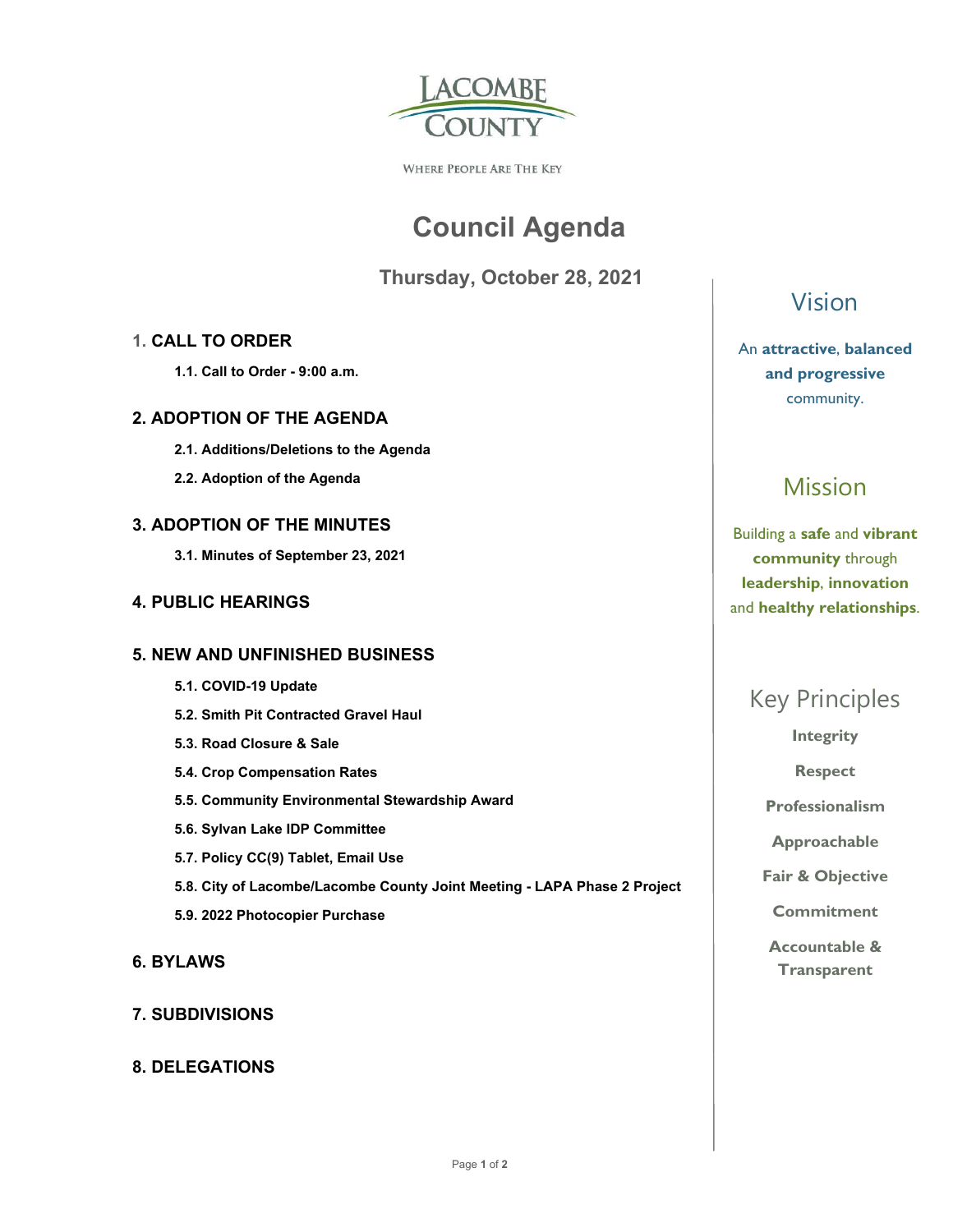LACOMBE COUNTY

WHERE PEOPLE ARE THE KEY

# Council Agenda

## Thursday, October 28, 2021

### 1. CALL TO ORDER

**1.1. Call to Order - 9:00 a.m.**

### 2. ADOPTION OF THE AGENDA

**2.1. Additions/Deletions to the Agenda**

**2.2. Adoption of the Agenda**

### 3. ADOPTION OF THE MINUTES

**3.1. Minutes of September 23, 2021**

### 4. PUBLIC HEARINGS

### 5. NEW AND UNFINISHED BUSINESS

**5.1. COVID-19 Update**

**5.2. Smith Pit Contracted Gravel Haul**

**5.3. Road Closure & Sale**

**5.4. Crop Compensation Rates**

**5.5. Community Environmental Stewardship Award**

**5.6. Sylvan Lake IDP Committee**

**5.7. Policy CC(9) Tablet, Email Use**

**5.8. City of Lacombe/Lacombe County Joint Meeting - LAPA Phase 2 Project**

**5.9. 2022 Photocopier Purchase**

### 6. BYLAWS

### 7. SUBDIVISIONS

### 8. DELEGATIONS

## Vision

An **attractive**, **balanced and progressive** community.

## Mission

Building a **safe** and **vibrant community** through **leadership**, **innovation** and **healthy relationships**.

## Key Principles

**Integrity**

**Respect**

**Professionalism**

**Approachable**

**Fair & Objective**

**Commitment**

**Accountable & Transparent**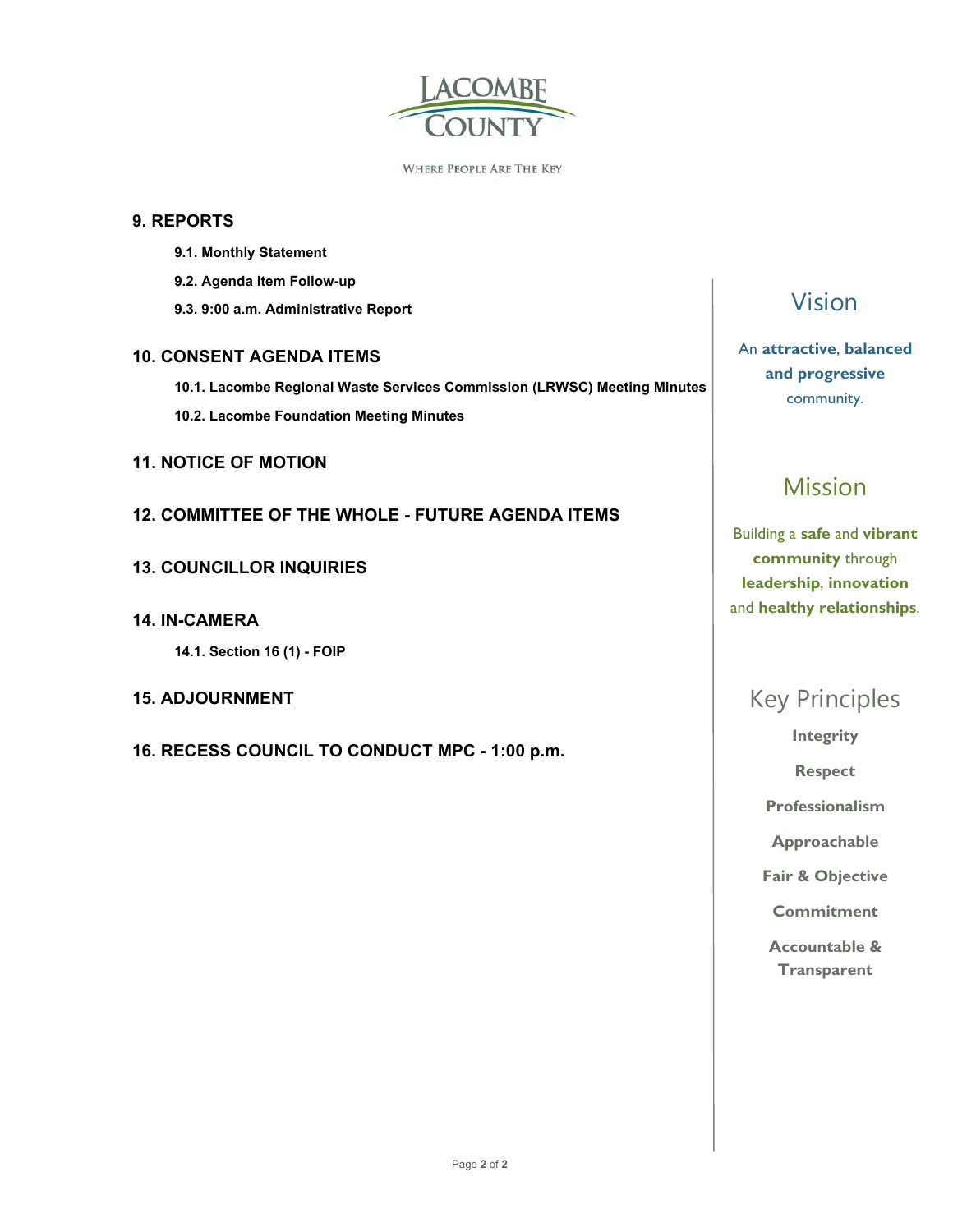LACOMBE COUNTY

WHERE PEOPLE ARE THE KEY

## 9. REPORTS

**9.1. Monthly Statement**

**9.2. Agenda Item Follow-up**

**9.3. 9:00 a.m. Administrative Report**

## 10. CONSENT AGENDA ITEMS

**10.1. Lacombe Regional Waste Services Commission (LRWSC) Meeting Minutes**

**10.2. Lacombe Foundation Meeting Minutes**

## 11. NOTICE OF MOTION

## 12. COMMITTEE OF THE WHOLE - FUTURE AGENDA ITEMS

## 13. COUNCILLOR INQUIRIES

## 14. IN-CAMERA

**14.1. Section 16 (1) - FOIP**

## 15. ADJOURNMENT

## 16. RECESS COUNCIL TO CONDUCT MPC - 1:00 p.m.

## Vision

An **attractive**, **balanced and progressive** community.

## Mission

Building a **safe** and **vibrant community** through **leadership**, **innovation** and **healthy relationships**.

## Key Principles

**Integrity**

**Respect**

**Professionalism**

**Approachable**

**Fair & Objective**

**Commitment**

**Accountable & Transparent**